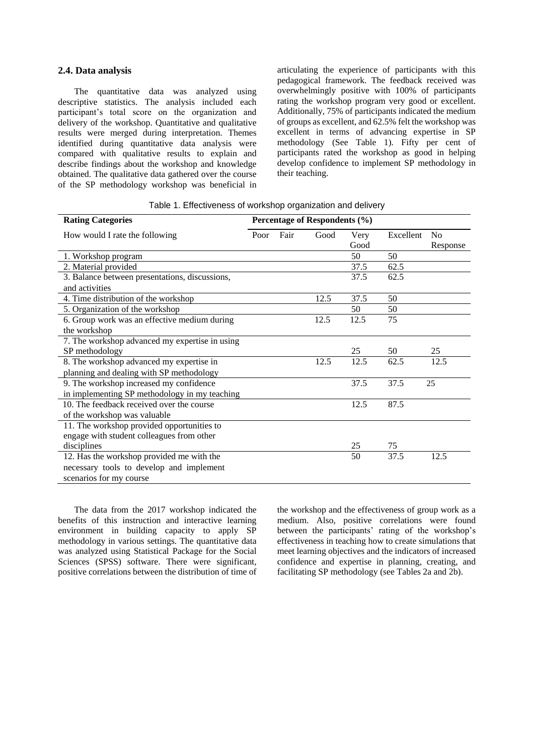### 2.4. Data analysis

The quantitative data was analyzed using descriptive statistics. The analysis included each participant's total score on the organization and delivery of the workshop. Quantitative and qualitative results were merged during interpretation. Themes identified during quantitative data analysis were compared with qualitative results to explain and describe findings about the workshop and knowledge obtained. The qualitative data gathered over the course of the SP methodology workshop was beneficial in articulating the experience of participants with this pedagogical framework. The feedback received was overwhelmingly positive with 100% of participants rating the workshop program very good or excellent. Additionally, 75% of participants indicated the medium of groups as excellent, and 62.5% felt the workshop was excellent in terms of advancing expertise in SP methodology (See Table 1). Fifty per cent of participants rated the workshop as good in helping develop confidence to implement SP methodology in their teaching.

Table 1. Effectiveness of workshop organization and delivery

| **Rating Categories** | **Percentage of Respondents (%)** | | | | | |
|---|---|---|---|---|---|---|
| How would I rate the following | Poor | Fair | Good | Very Good | Excellent | No Response |
| 1. Workshop program | | | | 50 | 50 | |
| 2. Material provided | | | | 37.5 | 62.5 | |
| 3. Balance between presentations, discussions, and activities | | | | 37.5 | 62.5 | |
| 4. Time distribution of the workshop | | | 12.5 | 37.5 | 50 | |
| 5. Organization of the workshop | | | | 50 | 50 | |
| 6. Group work was an effective medium during the workshop | | | 12.5 | 12.5 | 75 | |
| 7. The workshop advanced my expertise in using SP methodology | | | | 25 | 50 | 25 |
| 8. The workshop advanced my expertise in planning and dealing with SP methodology | | | 12.5 | 12.5 | 62.5 | 12.5 |
| 9. The workshop increased my confidence in implementing SP methodology in my teaching | | | | 37.5 | 37.5 | 25 |
| 10. The feedback received over the course of the workshop was valuable | | | | 12.5 | 87.5 | |
| 11. The workshop provided opportunities to engage with student colleagues from other disciplines | | | | 25 | 75 | |
| 12. Has the workshop provided me with the necessary tools to develop and implement scenarios for my course | | | | 50 | 37.5 | 12.5 |

The data from the 2017 workshop indicated the benefits of this instruction and interactive learning environment in building capacity to apply SP methodology in various settings. The quantitative data was analyzed using Statistical Package for the Social Sciences (SPSS) software. There were significant, positive correlations between the distribution of time of the workshop and the effectiveness of group work as a medium. Also, positive correlations were found between the participants' rating of the workshop's effectiveness in teaching how to create simulations that meet learning objectives and the indicators of increased confidence and expertise in planning, creating, and facilitating SP methodology (see Tables 2a and 2b).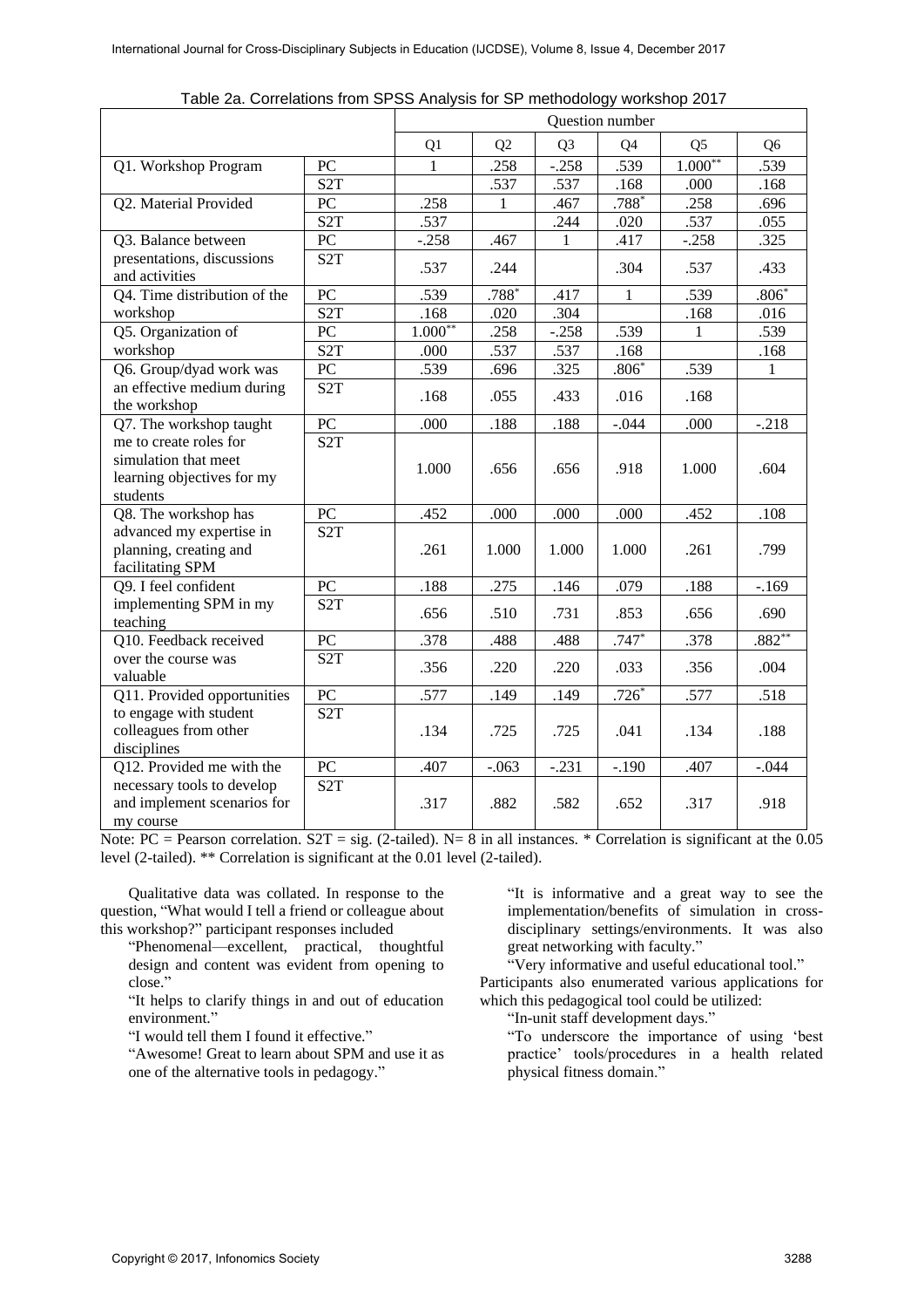Table 2a. Correlations from SPSS Analysis for SP methodology workshop 2017

| | | Question number | | | | | |
|---|---|---|---|---|---|---|---|
| | | Q1 | Q2 | Q3 | Q4 | Q5 | Q6 |
| Q1. Workshop Program | PC | 1 | .258 | -.258 | .539 | 1.000** | .539 |
| | S2T | | .537 | .537 | .168 | .000 | .168 |
| Q2. Material Provided | PC | .258 | 1 | .467 | .788* | .258 | .696 |
| | S2T | .537 | | .244 | .020 | .537 | .055 |
| Q3. Balance between presentations, discussions and activities | PC | -.258 | .467 | 1 | .417 | -.258 | .325 |
| | S2T | .537 | .244 | | .304 | .537 | .433 |
| Q4. Time distribution of the workshop | PC | .539 | .788* | .417 | 1 | .539 | .806* |
| | S2T | .168 | .020 | .304 | | .168 | .016 |
| Q5. Organization of workshop | PC | 1.000** | .258 | -.258 | .539 | 1 | .539 |
| | S2T | .000 | .537 | .537 | .168 | | .168 |
| Q6. Group/dyad work was an effective medium during the workshop | PC | .539 | .696 | .325 | .806* | .539 | 1 |
| | S2T | .168 | .055 | .433 | .016 | .168 | |
| Q7. The workshop taught me to create roles for simulation that meet learning objectives for my students | PC | .000 | .188 | .188 | -.044 | .000 | -.218 |
| | S2T | 1.000 | .656 | .656 | .918 | 1.000 | .604 |
| Q8. The workshop has advanced my expertise in planning, creating and facilitating SPM | PC | .452 | .000 | .000 | .000 | .452 | .108 |
| | S2T | .261 | 1.000 | 1.000 | 1.000 | .261 | .799 |
| Q9. I feel confident implementing SPM in my teaching | PC | .188 | .275 | .146 | .079 | .188 | -.169 |
| | S2T | .656 | .510 | .731 | .853 | .656 | .690 |
| Q10. Feedback received over the course was valuable | PC | .378 | .488 | .488 | .747* | .378 | .882** |
| | S2T | .356 | .220 | .220 | .033 | .356 | .004 |
| Q11. Provided opportunities to engage with student colleagues from other disciplines | PC | .577 | .149 | .149 | .726* | .577 | .518 |
| | S2T | .134 | .725 | .725 | .041 | .134 | .188 |
| Q12. Provided me with the necessary tools to develop and implement scenarios for my course | PC | .407 | -.063 | -.231 | -.190 | .407 | -.044 |
| | S2T | .317 | .882 | .582 | .652 | .317 | .918 |

Note: PC = Pearson correlation. S2T = sig. (2-tailed). N= 8 in all instances. * Correlation is significant at the 0.05 level (2-tailed). ** Correlation is significant at the 0.01 level (2-tailed).

Qualitative data was collated. In response to the question, "What would I tell a friend or colleague about this workshop?" participant responses included

"Phenomenal—excellent, practical, thoughtful design and content was evident from opening to close."

"It helps to clarify things in and out of education environment."

"I would tell them I found it effective."

"Awesome! Great to learn about SPM and use it as one of the alternative tools in pedagogy."

"It is informative and a great way to see the implementation/benefits of simulation in cross-disciplinary settings/environments. It was also great networking with faculty."

"Very informative and useful educational tool."

Participants also enumerated various applications for which this pedagogical tool could be utilized:

"In-unit staff development days."

"To underscore the importance of using 'best practice' tools/procedures in a health related physical fitness domain."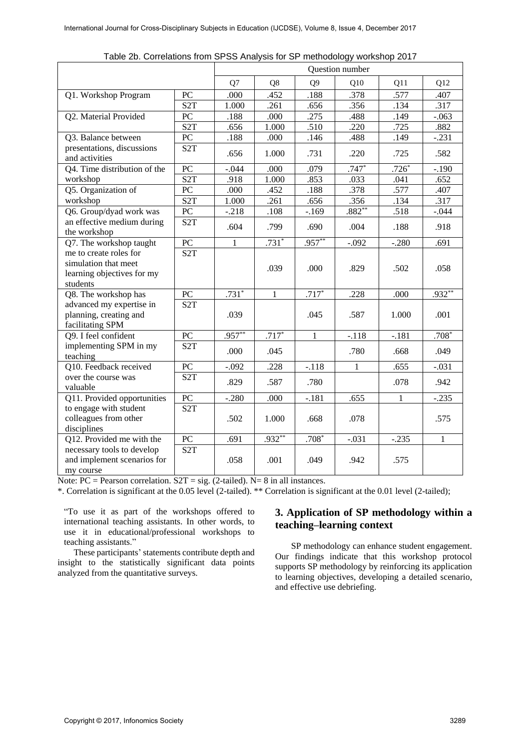Table 2b. Correlations from SPSS Analysis for SP methodology workshop 2017

| | | Question number | | | | | |
|---|---|---|---|---|---|---|---|
| | | Q7 | Q8 | Q9 | Q10 | Q11 | Q12 |
| Q1. Workshop Program | PC | .000 | .452 | .188 | .378 | .577 | .407 |
| | S2T | 1.000 | .261 | .656 | .356 | .134 | .317 |
| Q2. Material Provided | PC | .188 | .000 | .275 | .488 | .149 | -.063 |
| | S2T | .656 | 1.000 | .510 | .220 | .725 | .882 |
| Q3. Balance between presentations, discussions and activities | PC | .188 | .000 | .146 | .488 | .149 | -.231 |
| | S2T | .656 | 1.000 | .731 | .220 | .725 | .582 |
| Q4. Time distribution of the workshop | PC | -.044 | .000 | .079 | .747* | .726* | -.190 |
| | S2T | .918 | 1.000 | .853 | .033 | .041 | .652 |
| Q5. Organization of workshop | PC | .000 | .452 | .188 | .378 | .577 | .407 |
| | S2T | 1.000 | .261 | .656 | .356 | .134 | .317 |
| Q6. Group/dyad work was an effective medium during the workshop | PC | -.218 | .108 | -.169 | .882** | .518 | -.044 |
| | S2T | .604 | .799 | .690 | .004 | .188 | .918 |
| Q7. The workshop taught me to create roles for simulation that meet learning objectives for my students | PC | 1 | .731* | .957** | -.092 | -.280 | .691 |
| | S2T | | .039 | .000 | .829 | .502 | .058 |
| Q8. The workshop has advanced my expertise in planning, creating and facilitating SPM | PC | .731* | 1 | .717* | .228 | .000 | .932** |
| | S2T | .039 | | .045 | .587 | 1.000 | .001 |
| Q9. I feel confident implementing SPM in my teaching | PC | .957** | .717* | 1 | -.118 | -.181 | .708* |
| | S2T | .000 | .045 | | .780 | .668 | .049 |
| Q10. Feedback received over the course was valuable | PC | -.092 | .228 | -.118 | 1 | .655 | -.031 |
| | S2T | .829 | .587 | .780 | | .078 | .942 |
| Q11. Provided opportunities to engage with student colleagues from other disciplines | PC | -.280 | .000 | -.181 | .655 | 1 | -.235 |
| | S2T | .502 | 1.000 | .668 | .078 | | .575 |
| Q12. Provided me with the necessary tools to develop and implement scenarios for my course | PC | .691 | .932** | .708* | -.031 | -.235 | 1 |
| | S2T | .058 | .001 | .049 | .942 | .575 | |

Note: PC = Pearson correlation. S2T = sig. (2-tailed). N= 8 in all instances.

*. Correlation is significant at the 0.05 level (2-tailed). ** Correlation is significant at the 0.01 level (2-tailed);

"To use it as part of the workshops offered to international teaching assistants. In other words, to use it in educational/professional workshops to teaching assistants."

These participants' statements contribute depth and insight to the statistically significant data points analyzed from the quantitative surveys.

## 3. Application of SP methodology within a teaching–learning context

SP methodology can enhance student engagement. Our findings indicate that this workshop protocol supports SP methodology by reinforcing its application to learning objectives, developing a detailed scenario, and effective use debriefing.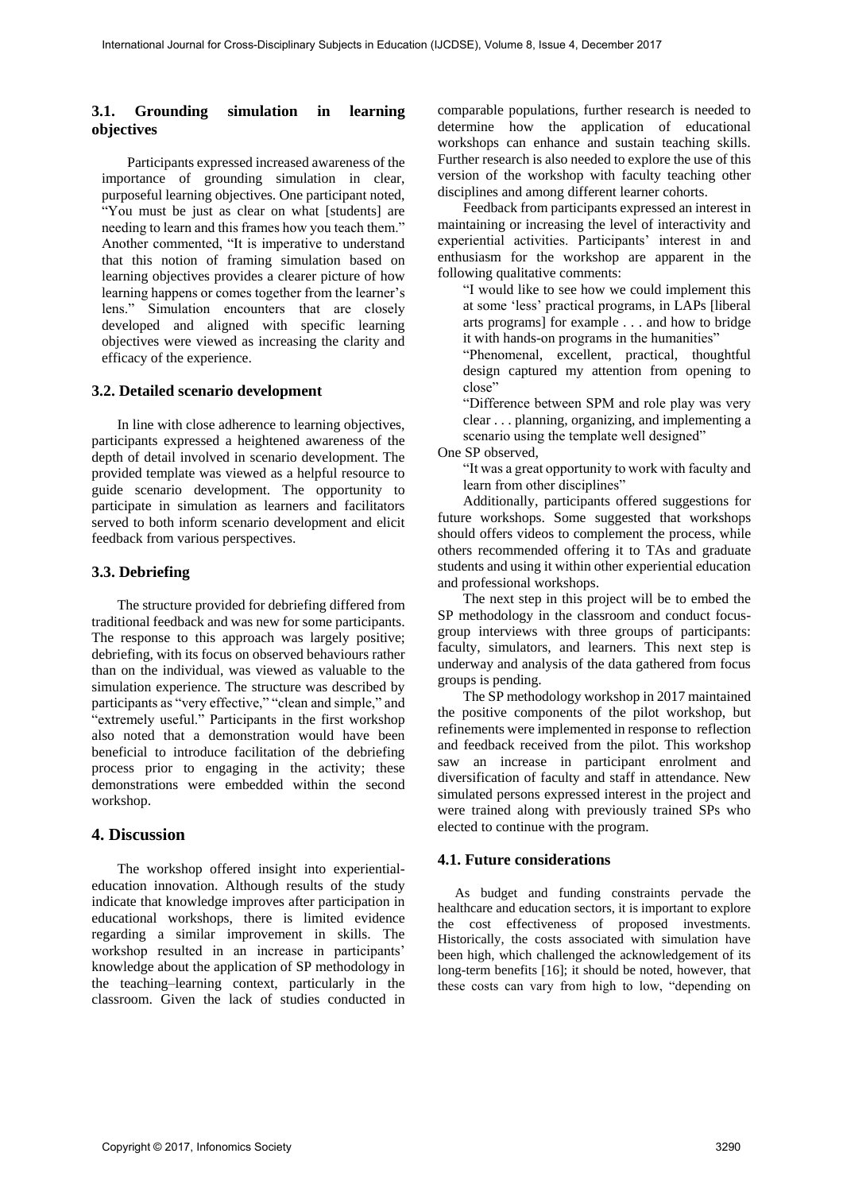### 3.1. Grounding simulation in learning objectives

Participants expressed increased awareness of the importance of grounding simulation in clear, purposeful learning objectives. One participant noted, "You must be just as clear on what [students] are needing to learn and this frames how you teach them." Another commented, "It is imperative to understand that this notion of framing simulation based on learning objectives provides a clearer picture of how learning happens or comes together from the learner's lens." Simulation encounters that are closely developed and aligned with specific learning objectives were viewed as increasing the clarity and efficacy of the experience.

### 3.2. Detailed scenario development

In line with close adherence to learning objectives, participants expressed a heightened awareness of the depth of detail involved in scenario development. The provided template was viewed as a helpful resource to guide scenario development. The opportunity to participate in simulation as learners and facilitators served to both inform scenario development and elicit feedback from various perspectives.

### 3.3. Debriefing

The structure provided for debriefing differed from traditional feedback and was new for some participants. The response to this approach was largely positive; debriefing, with its focus on observed behaviours rather than on the individual, was viewed as valuable to the simulation experience. The structure was described by participants as "very effective," "clean and simple," and "extremely useful." Participants in the first workshop also noted that a demonstration would have been beneficial to introduce facilitation of the debriefing process prior to engaging in the activity; these demonstrations were embedded within the second workshop.

## 4. Discussion

The workshop offered insight into experiential-education innovation. Although results of the study indicate that knowledge improves after participation in educational workshops, there is limited evidence regarding a similar improvement in skills. The workshop resulted in an increase in participants' knowledge about the application of SP methodology in the teaching–learning context, particularly in the classroom. Given the lack of studies conducted in comparable populations, further research is needed to determine how the application of educational workshops can enhance and sustain teaching skills. Further research is also needed to explore the use of this version of the workshop with faculty teaching other disciplines and among different learner cohorts.

Feedback from participants expressed an interest in maintaining or increasing the level of interactivity and experiential activities. Participants' interest in and enthusiasm for the workshop are apparent in the following qualitative comments:

> "I would like to see how we could implement this at some 'less' practical programs, in LAPs [liberal arts programs] for example . . . and how to bridge it with hands-on programs in the humanities"
>
> "Phenomenal, excellent, practical, thoughtful design captured my attention from opening to close"
>
> "Difference between SPM and role play was very clear . . . planning, organizing, and implementing a scenario using the template well designed"

One SP observed,

> "It was a great opportunity to work with faculty and learn from other disciplines"

Additionally, participants offered suggestions for future workshops. Some suggested that workshops should offers videos to complement the process, while others recommended offering it to TAs and graduate students and using it within other experiential education and professional workshops.

The next step in this project will be to embed the SP methodology in the classroom and conduct focus-group interviews with three groups of participants: faculty, simulators, and learners. This next step is underway and analysis of the data gathered from focus groups is pending.

The SP methodology workshop in 2017 maintained the positive components of the pilot workshop, but refinements were implemented in response to reflection and feedback received from the pilot. This workshop saw an increase in participant enrolment and diversification of faculty and staff in attendance. New simulated persons expressed interest in the project and were trained along with previously trained SPs who elected to continue with the program.

### 4.1. Future considerations

As budget and funding constraints pervade the healthcare and education sectors, it is important to explore the cost effectiveness of proposed investments. Historically, the costs associated with simulation have been high, which challenged the acknowledgement of its long-term benefits [16]; it should be noted, however, that these costs can vary from high to low, "depending on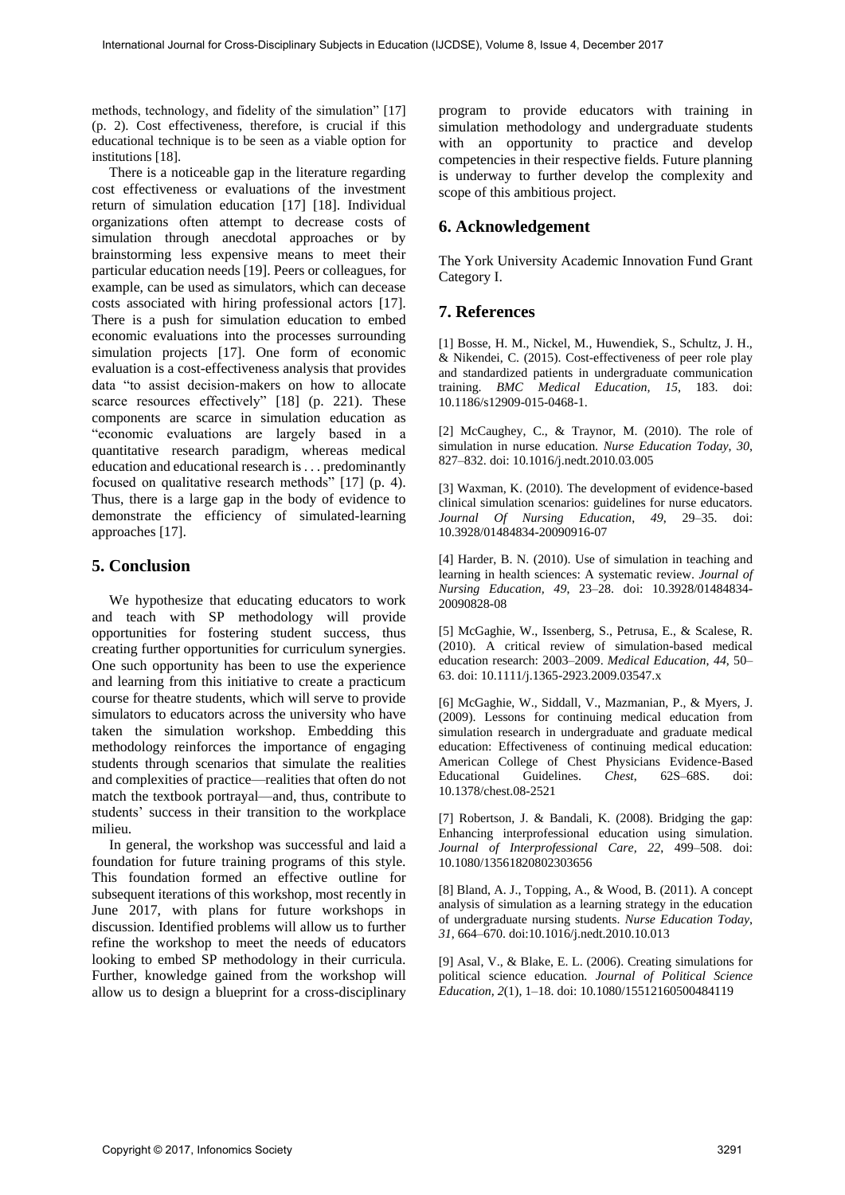methods, technology, and fidelity of the simulation" [17] (p. 2). Cost effectiveness, therefore, is crucial if this educational technique is to be seen as a viable option for institutions [18].

There is a noticeable gap in the literature regarding cost effectiveness or evaluations of the investment return of simulation education [17] [18]. Individual organizations often attempt to decrease costs of simulation through anecdotal approaches or by brainstorming less expensive means to meet their particular education needs [19]. Peers or colleagues, for example, can be used as simulators, which can decease costs associated with hiring professional actors [17]. There is a push for simulation education to embed economic evaluations into the processes surrounding simulation projects [17]. One form of economic evaluation is a cost-effectiveness analysis that provides data "to assist decision-makers on how to allocate scarce resources effectively" [18] (p. 221). These components are scarce in simulation education as "economic evaluations are largely based in a quantitative research paradigm, whereas medical education and educational research is . . . predominantly focused on qualitative research methods" [17] (p. 4). Thus, there is a large gap in the body of evidence to demonstrate the efficiency of simulated-learning approaches [17].

## 5. Conclusion

We hypothesize that educating educators to work and teach with SP methodology will provide opportunities for fostering student success, thus creating further opportunities for curriculum synergies. One such opportunity has been to use the experience and learning from this initiative to create a practicum course for theatre students, which will serve to provide simulators to educators across the university who have taken the simulation workshop. Embedding this methodology reinforces the importance of engaging students through scenarios that simulate the realities and complexities of practice—realities that often do not match the textbook portrayal—and, thus, contribute to students' success in their transition to the workplace milieu.

In general, the workshop was successful and laid a foundation for future training programs of this style. This foundation formed an effective outline for subsequent iterations of this workshop, most recently in June 2017, with plans for future workshops in discussion. Identified problems will allow us to further refine the workshop to meet the needs of educators looking to embed SP methodology in their curricula. Further, knowledge gained from the workshop will allow us to design a blueprint for a cross-disciplinary program to provide educators with training in simulation methodology and undergraduate students with an opportunity to practice and develop competencies in their respective fields. Future planning is underway to further develop the complexity and scope of this ambitious project.

## 6. Acknowledgement

The York University Academic Innovation Fund Grant Category I.

## 7. References

[1] Bosse, H. M., Nickel, M., Huwendiek, S., Schultz, J. H., & Nikendei, C. (2015). Cost-effectiveness of peer role play and standardized patients in undergraduate communication training. *BMC Medical Education, 15*, 183. doi: 10.1186/s12909-015-0468-1.

[2] McCaughey, C., & Traynor, M. (2010). The role of simulation in nurse education. *Nurse Education Today*, *30*, 827–832. doi: 10.1016/j.nedt.2010.03.005

[3] Waxman, K. (2010). The development of evidence-based clinical simulation scenarios: guidelines for nurse educators. *Journal Of Nursing Education*, *49*, 29–35. doi: 10.3928/01484834-20090916-07

[4] Harder, B. N. (2010). Use of simulation in teaching and learning in health sciences: A systematic review. *Journal of Nursing Education, 49*, 23–28. doi: 10.3928/01484834-20090828-08

[5] McGaghie, W., Issenberg, S., Petrusa, E., & Scalese, R. (2010). A critical review of simulation-based medical education research: 2003–2009. *Medical Education, 44*, 50–63. doi: 10.1111/j.1365-2923.2009.03547.x

[6] McGaghie, W., Siddall, V., Mazmanian, P., & Myers, J. (2009). Lessons for continuing medical education from simulation research in undergraduate and graduate medical education: Effectiveness of continuing medical education: American College of Chest Physicians Evidence-Based Educational Guidelines. *Chest*, 62S–68S. doi: 10.1378/chest.08-2521

[7] Robertson, J. & Bandali, K. (2008). Bridging the gap: Enhancing interprofessional education using simulation. *Journal of Interprofessional Care, 22*, 499–508. doi: 10.1080/13561820802303656

[8] Bland, A. J., Topping, A., & Wood, B. (2011). A concept analysis of simulation as a learning strategy in the education of undergraduate nursing students. *Nurse Education Today*, *31*, 664–670. doi:10.1016/j.nedt.2010.10.013

[9] Asal, V., & Blake, E. L. (2006). Creating simulations for political science education. *Journal of Political Science Education, 2*(1), 1–18. doi: 10.1080/15512160500484119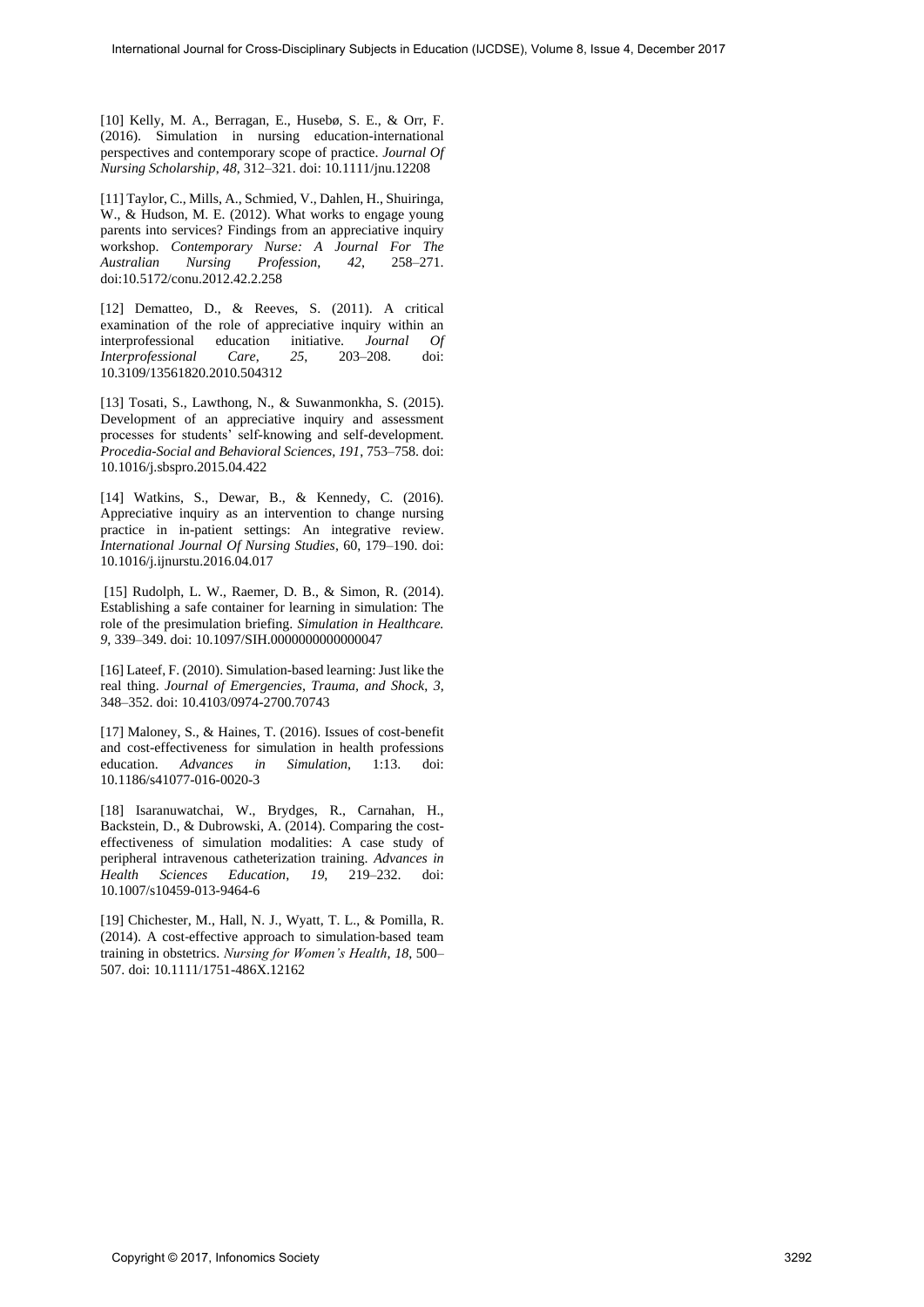[10] Kelly, M. A., Berragan, E., Husebø, S. E., & Orr, F. (2016). Simulation in nursing education-international perspectives and contemporary scope of practice. *Journal Of Nursing Scholarship, 48,* 312–321. doi: 10.1111/jnu.12208

[11] Taylor, C., Mills, A., Schmied, V., Dahlen, H., Shuiringa, W., & Hudson, M. E. (2012). What works to engage young parents into services? Findings from an appreciative inquiry workshop. *Contemporary Nurse: A Journal For The Australian Nursing Profession, 42,* 258–271. doi:10.5172/conu.2012.42.2.258

[12] Dematteo, D., & Reeves, S. (2011). A critical examination of the role of appreciative inquiry within an interprofessional education initiative. *Journal Of Interprofessional Care, 25,* 203–208. doi: 10.3109/13561820.2010.504312

[13] Tosati, S., Lawthong, N., & Suwanmonkha, S. (2015). Development of an appreciative inquiry and assessment processes for students' self-knowing and self-development. *Procedia-Social and Behavioral Sciences, 191,* 753–758. doi: 10.1016/j.sbspro.2015.04.422

[14] Watkins, S., Dewar, B., & Kennedy, C. (2016). Appreciative inquiry as an intervention to change nursing practice in in-patient settings: An integrative review. *International Journal Of Nursing Studies,* 60, 179–190. doi: 10.1016/j.ijnurstu.2016.04.017

[15] Rudolph, L. W., Raemer, D. B., & Simon, R. (2014). Establishing a safe container for learning in simulation: The role of the presimulation briefing. *Simulation in Healthcare. 9,* 339–349. doi: 10.1097/SIH.0000000000000047

[16] Lateef, F. (2010). Simulation-based learning: Just like the real thing. *Journal of Emergencies, Trauma, and Shock, 3,* 348–352. doi: 10.4103/0974-2700.70743

[17] Maloney, S., & Haines, T. (2016). Issues of cost-benefit and cost-effectiveness for simulation in health professions education. *Advances in Simulation,* 1:13. doi: 10.1186/s41077-016-0020-3

[18] Isaranuwatchai, W., Brydges, R., Carnahan, H., Backstein, D., & Dubrowski, A. (2014). Comparing the cost-effectiveness of simulation modalities: A case study of peripheral intravenous catheterization training. *Advances in Health Sciences Education, 19,* 219–232. doi: 10.1007/s10459-013-9464-6

[19] Chichester, M., Hall, N. J., Wyatt, T. L., & Pomilla, R. (2014). A cost-effective approach to simulation-based team training in obstetrics. *Nursing for Women's Health, 18,* 500–507. doi: 10.1111/1751-486X.12162